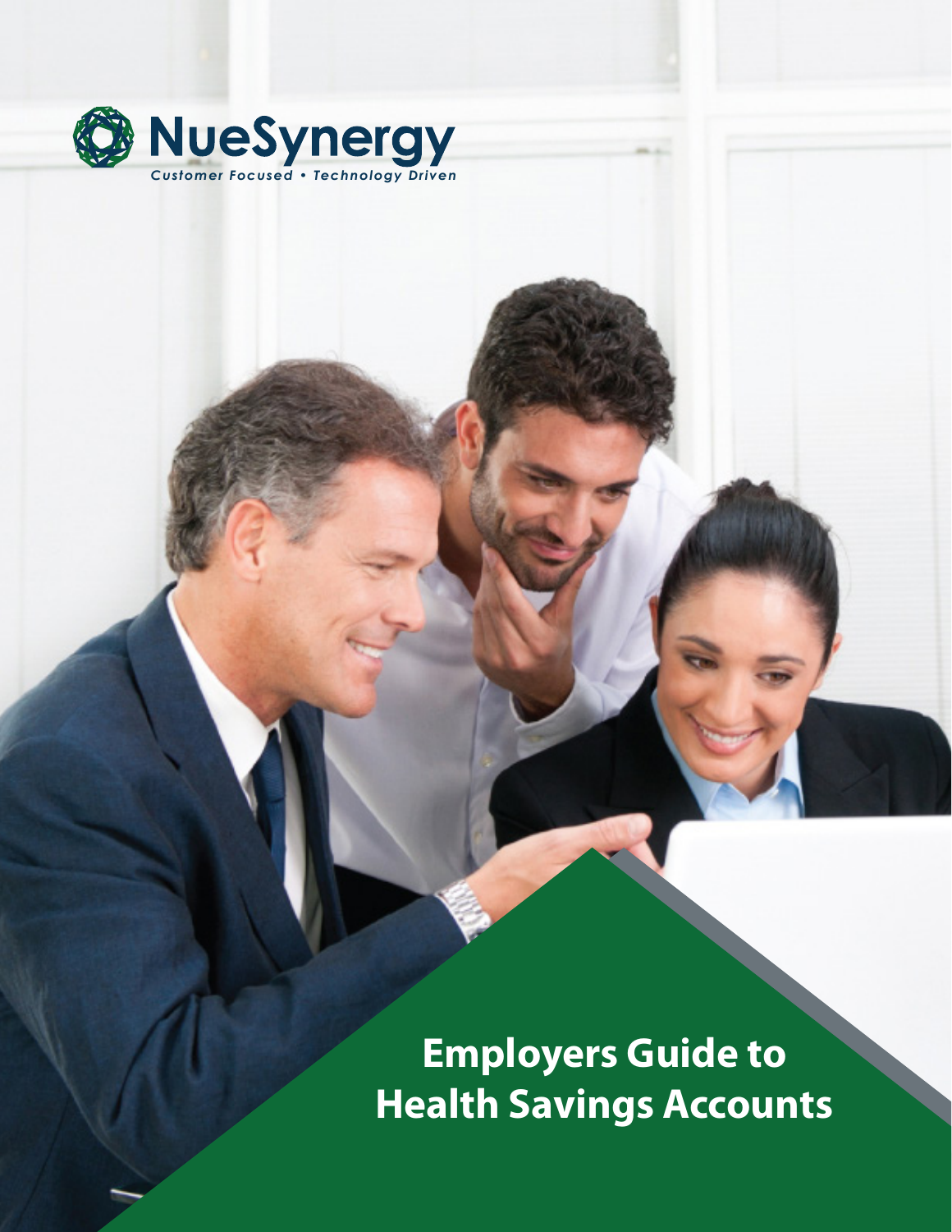NueSynergy

*Customer Focused • Technology Driven*

# Employers Guide to Health Savings Accounts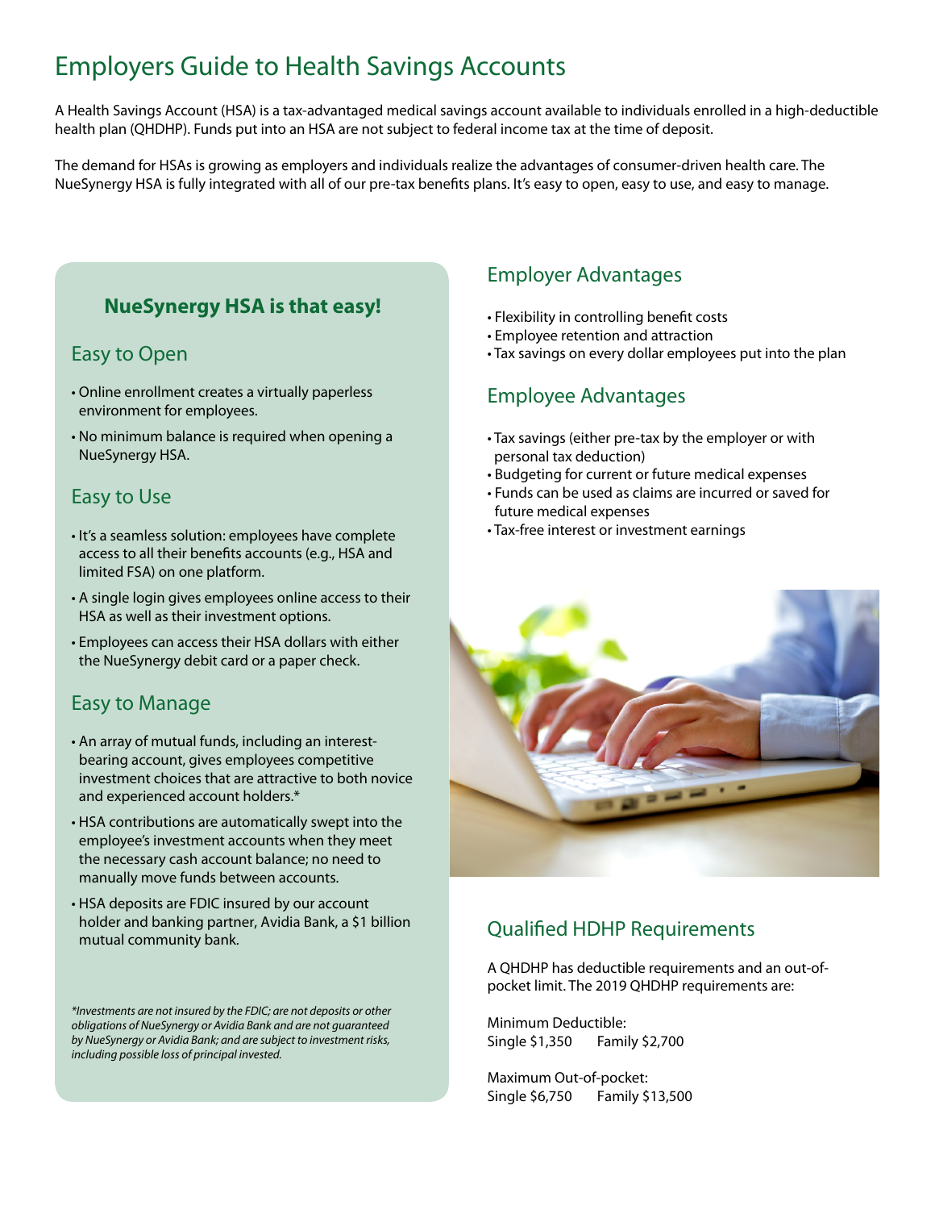# Employers Guide to Health Savings Accounts

A Health Savings Account (HSA) is a tax-advantaged medical savings account available to individuals enrolled in a high-deductible health plan (QHDHP). Funds put into an HSA are not subject to federal income tax at the time of deposit.

The demand for HSAs is growing as employers and individuals realize the advantages of consumer-driven health care. The NueSynergy HSA is fully integrated with all of our pre-tax benefits plans. It's easy to open, easy to use, and easy to manage.

**NueSynergy HSA is that easy!**

## Easy to Open

- Online enrollment creates a virtually paperless environment for employees.
- No minimum balance is required when opening a NueSynergy HSA.

## Easy to Use

- It's a seamless solution: employees have complete access to all their benefits accounts (e.g., HSA and limited FSA) on one platform.
- A single login gives employees online access to their HSA as well as their investment options.
- Employees can access their HSA dollars with either the NueSynergy debit card or a paper check.

## Easy to Manage

- An array of mutual funds, including an interest-bearing account, gives employees competitive investment choices that are attractive to both novice and experienced account holders.*
- HSA contributions are automatically swept into the employee's investment accounts when they meet the necessary cash account balance; no need to manually move funds between accounts.
- HSA deposits are FDIC insured by our account holder and banking partner, Avidia Bank, a $1 billion mutual community bank.

*\*Investments are not insured by the FDIC; are not deposits or other obligations of NueSynergy or Avidia Bank and are not guaranteed by NueSynergy or Avidia Bank; and are subject to investment risks, including possible loss of principal invested.*

## Employer Advantages

- Flexibility in controlling benefit costs
- Employee retention and attraction
- Tax savings on every dollar employees put into the plan

## Employee Advantages

- Tax savings (either pre-tax by the employer or with personal tax deduction)
- Budgeting for current or future medical expenses
- Funds can be used as claims are incurred or saved for future medical expenses
- Tax-free interest or investment earnings

## Qualified HDHP Requirements

A QHDHP has deductible requirements and an out-of-pocket limit. The 2019 QHDHP requirements are:

Minimum Deductible:
Single $1,350 Family $2,700

Maximum Out-of-pocket:
Single $6,750 Family $13,500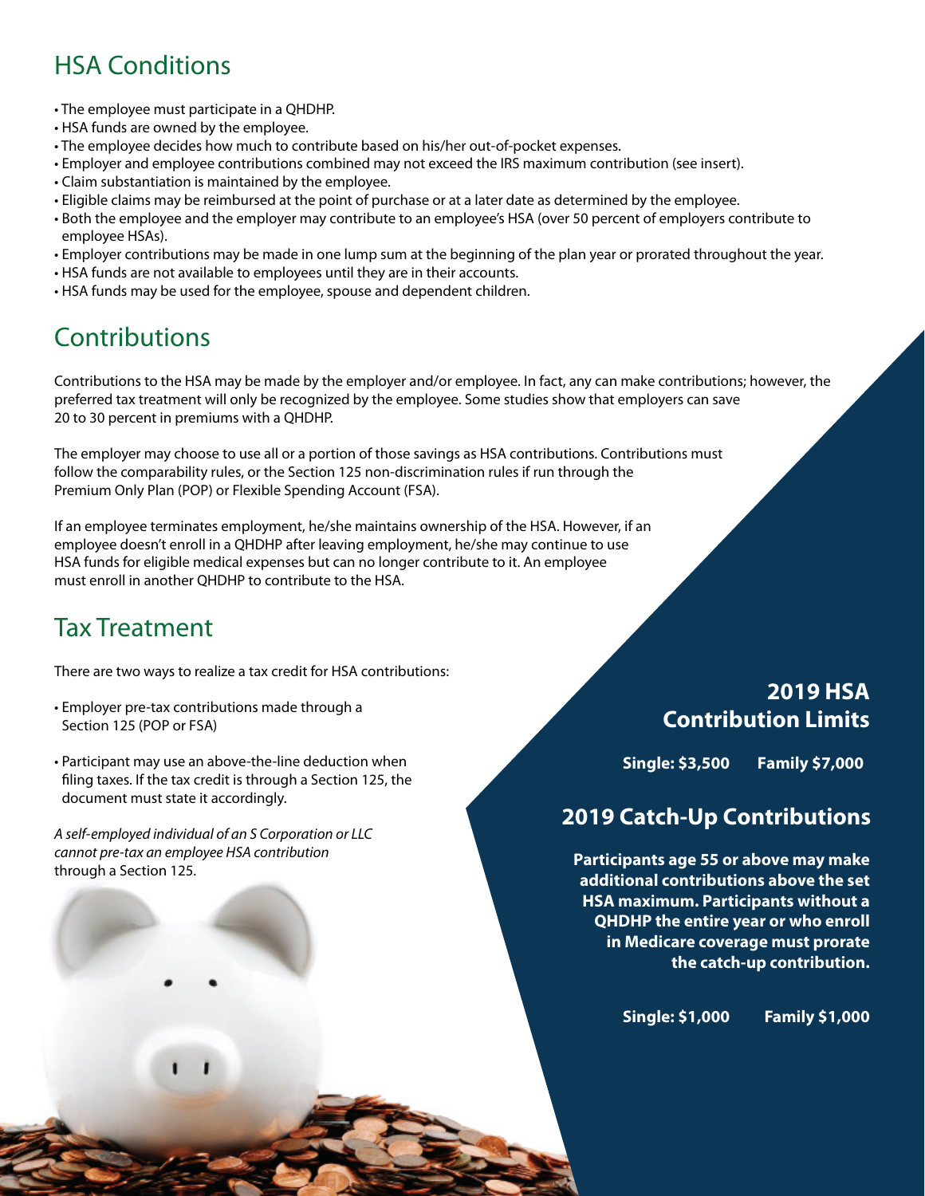## HSA Conditions

- The employee must participate in a QHDHP.
- HSA funds are owned by the employee.
- The employee decides how much to contribute based on his/her out-of-pocket expenses.
- Employer and employee contributions combined may not exceed the IRS maximum contribution (see insert).
- Claim substantiation is maintained by the employee.
- Eligible claims may be reimbursed at the point of purchase or at a later date as determined by the employee.
- Both the employee and the employer may contribute to an employee's HSA (over 50 percent of employers contribute to employee HSAs).
- Employer contributions may be made in one lump sum at the beginning of the plan year or prorated throughout the year.
- HSA funds are not available to employees until they are in their accounts.
- HSA funds may be used for the employee, spouse and dependent children.

## Contributions

Contributions to the HSA may be made by the employer and/or employee. In fact, any can make contributions; however, the preferred tax treatment will only be recognized by the employee. Some studies show that employers can save 20 to 30 percent in premiums with a QHDHP.

The employer may choose to use all or a portion of those savings as HSA contributions. Contributions must follow the comparability rules, or the Section 125 non-discrimination rules if run through the Premium Only Plan (POP) or Flexible Spending Account (FSA).

If an employee terminates employment, he/she maintains ownership of the HSA. However, if an employee doesn't enroll in a QHDHP after leaving employment, he/she may continue to use HSA funds for eligible medical expenses but can no longer contribute to it. An employee must enroll in another QHDHP to contribute to the HSA.

## Tax Treatment

There are two ways to realize a tax credit for HSA contributions:

- Employer pre-tax contributions made through a Section 125 (POP or FSA)
- Participant may use an above-the-line deduction when filing taxes. If the tax credit is through a Section 125, the document must state it accordingly.

*A self-employed individual of an S Corporation or LLC cannot pre-tax an employee HSA contribution* through a Section 125.

### 2019 HSA Contribution Limits

**Single: $3,500 Family $7,000**

### 2019 Catch-Up Contributions

**Participants age 55 or above may make additional contributions above the set HSA maximum. Participants without a QHDHP the entire year or who enroll in Medicare coverage must prorate the catch-up contribution.**

**Single: $1,000 Family $1,000**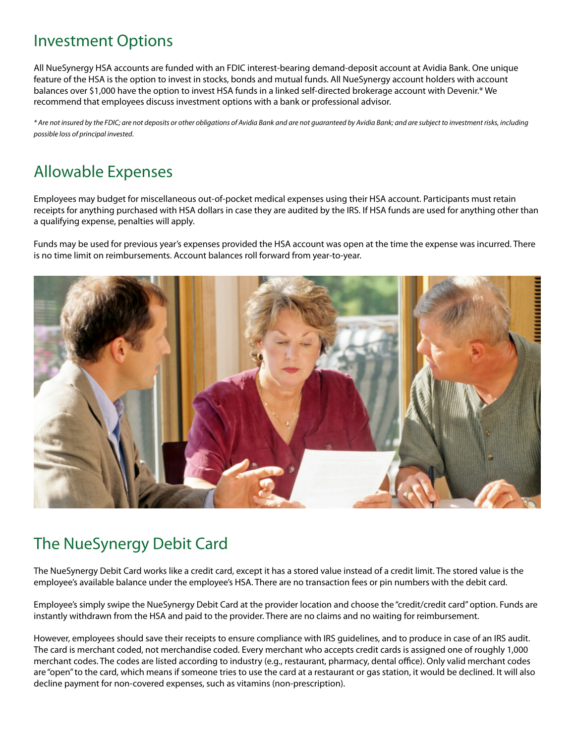## Investment Options

All NueSynergy HSA accounts are funded with an FDIC interest-bearing demand-deposit account at Avidia Bank. One unique feature of the HSA is the option to invest in stocks, bonds and mutual funds. All NueSynergy account holders with account balances over $1,000 have the option to invest HSA funds in a linked self-directed brokerage account with Devenir.* We recommend that employees discuss investment options with a bank or professional advisor.

*\* Are not insured by the FDIC; are not deposits or other obligations of Avidia Bank and are not guaranteed by Avidia Bank; and are subject to investment risks, including possible loss of principal invested.*

## Allowable Expenses

Employees may budget for miscellaneous out-of-pocket medical expenses using their HSA account. Participants must retain receipts for anything purchased with HSA dollars in case they are audited by the IRS. If HSA funds are used for anything other than a qualifying expense, penalties will apply.

Funds may be used for previous year's expenses provided the HSA account was open at the time the expense was incurred. There is no time limit on reimbursements. Account balances roll forward from year-to-year.

## The NueSynergy Debit Card

The NueSynergy Debit Card works like a credit card, except it has a stored value instead of a credit limit. The stored value is the employee's available balance under the employee's HSA. There are no transaction fees or pin numbers with the debit card.

Employee's simply swipe the NueSynergy Debit Card at the provider location and choose the "credit/credit card" option. Funds are instantly withdrawn from the HSA and paid to the provider. There are no claims and no waiting for reimbursement.

However, employees should save their receipts to ensure compliance with IRS guidelines, and to produce in case of an IRS audit. The card is merchant coded, not merchandise coded. Every merchant who accepts credit cards is assigned one of roughly 1,000 merchant codes. The codes are listed according to industry (e.g., restaurant, pharmacy, dental office). Only valid merchant codes are "open" to the card, which means if someone tries to use the card at a restaurant or gas station, it would be declined. It will also decline payment for non-covered expenses, such as vitamins (non-prescription).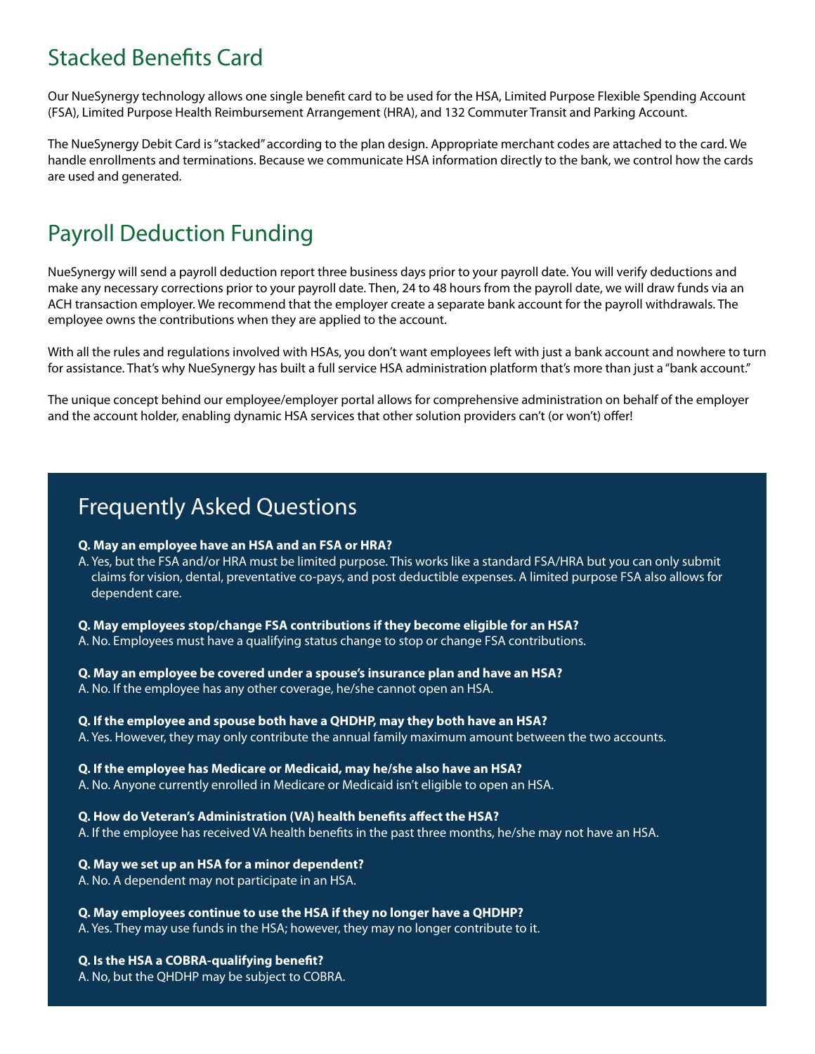## Stacked Benefits Card

Our NueSynergy technology allows one single benefit card to be used for the HSA, Limited Purpose Flexible Spending Account (FSA), Limited Purpose Health Reimbursement Arrangement (HRA), and 132 Commuter Transit and Parking Account.

The NueSynergy Debit Card is "stacked" according to the plan design. Appropriate merchant codes are attached to the card. We handle enrollments and terminations. Because we communicate HSA information directly to the bank, we control how the cards are used and generated.

## Payroll Deduction Funding

NueSynergy will send a payroll deduction report three business days prior to your payroll date. You will verify deductions and make any necessary corrections prior to your payroll date. Then, 24 to 48 hours from the payroll date, we will draw funds via an ACH transaction employer. We recommend that the employer create a separate bank account for the payroll withdrawals. The employee owns the contributions when they are applied to the account.

With all the rules and regulations involved with HSAs, you don't want employees left with just a bank account and nowhere to turn for assistance. That's why NueSynergy has built a full service HSA administration platform that's more than just a "bank account."

The unique concept behind our employee/employer portal allows for comprehensive administration on behalf of the employer and the account holder, enabling dynamic HSA services that other solution providers can't (or won't) offer!

## Frequently Asked Questions

**Q. May an employee have an HSA and an FSA or HRA?**
A. Yes, but the FSA and/or HRA must be limited purpose. This works like a standard FSA/HRA but you can only submit claims for vision, dental, preventative co-pays, and post deductible expenses. A limited purpose FSA also allows for dependent care.

**Q. May employees stop/change FSA contributions if they become eligible for an HSA?**
A. No. Employees must have a qualifying status change to stop or change FSA contributions.

**Q. May an employee be covered under a spouse's insurance plan and have an HSA?**
A. No. If the employee has any other coverage, he/she cannot open an HSA.

**Q. If the employee and spouse both have a QHDHP, may they both have an HSA?**
A. Yes. However, they may only contribute the annual family maximum amount between the two accounts.

**Q. If the employee has Medicare or Medicaid, may he/she also have an HSA?**
A. No. Anyone currently enrolled in Medicare or Medicaid isn't eligible to open an HSA.

**Q. How do Veteran's Administration (VA) health benefits affect the HSA?**
A. If the employee has received VA health benefits in the past three months, he/she may not have an HSA.

**Q. May we set up an HSA for a minor dependent?**
A. No. A dependent may not participate in an HSA.

**Q. May employees continue to use the HSA if they no longer have a QHDHP?**
A. Yes. They may use funds in the HSA; however, they may no longer contribute to it.

**Q. Is the HSA a COBRA-qualifying benefit?**
A. No, but the QHDHP may be subject to COBRA.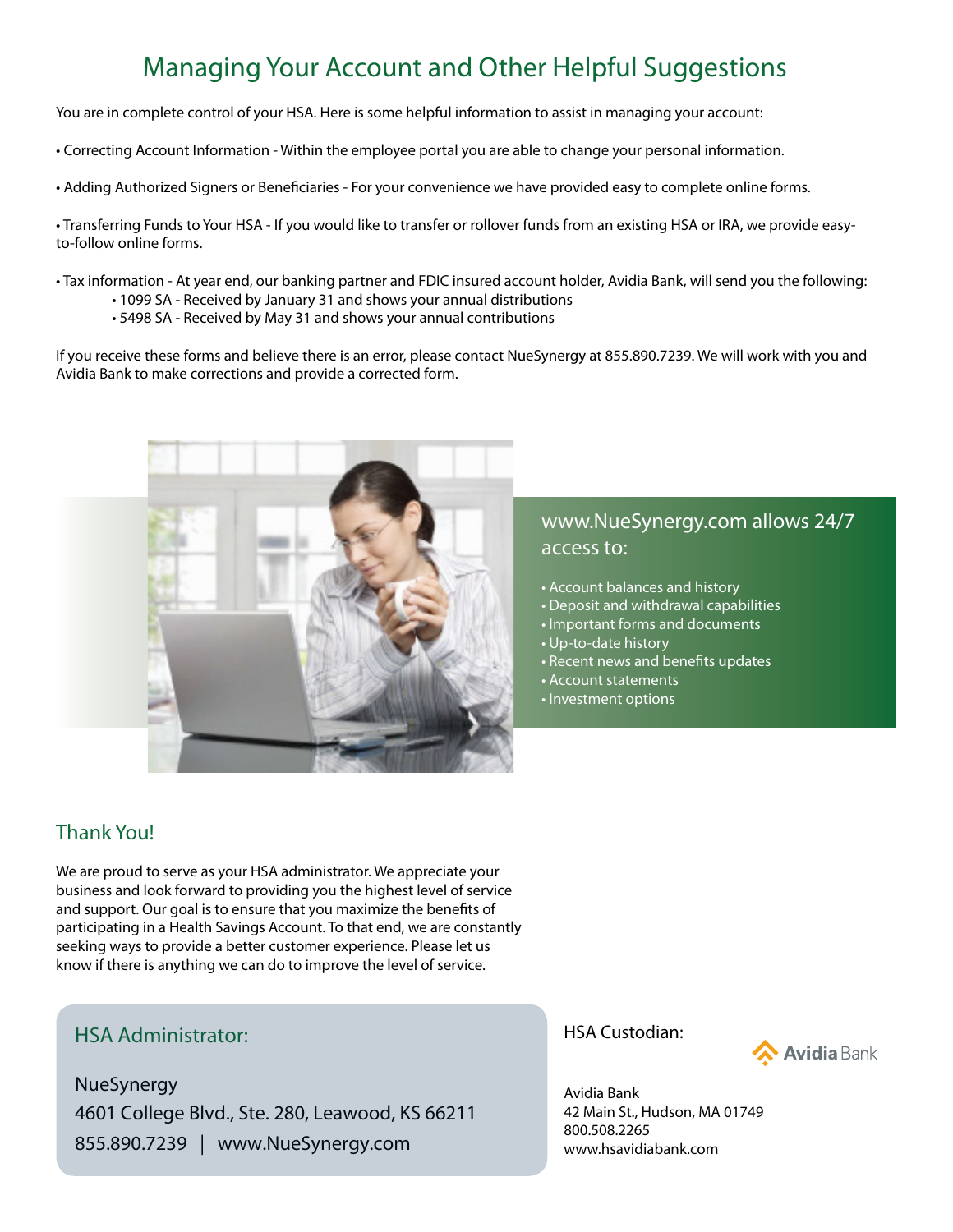# Managing Your Account and Other Helpful Suggestions

You are in complete control of your HSA. Here is some helpful information to assist in managing your account:

- Correcting Account Information - Within the employee portal you are able to change your personal information.

- Adding Authorized Signers or Beneficiaries - For your convenience we have provided easy to complete online forms.

- Transferring Funds to Your HSA - If you would like to transfer or rollover funds from an existing HSA or IRA, we provide easy-to-follow online forms.

- Tax information - At year end, our banking partner and FDIC insured account holder, Avidia Bank, will send you the following:
  - 1099 SA - Received by January 31 and shows your annual distributions
  - 5498 SA - Received by May 31 and shows your annual contributions

If you receive these forms and believe there is an error, please contact NueSynergy at 855.890.7239. We will work with you and Avidia Bank to make corrections and provide a corrected form.

### www.NueSynergy.com allows 24/7 access to:

- Account balances and history
- Deposit and withdrawal capabilities
- Important forms and documents
- Up-to-date history
- Recent news and benefits updates
- Account statements
- Investment options

## Thank You!

We are proud to serve as your HSA administrator. We appreciate your business and look forward to providing you the highest level of service and support. Our goal is to ensure that you maximize the benefits of participating in a Health Savings Account. To that end, we are constantly seeking ways to provide a better customer experience. Please let us know if there is anything we can do to improve the level of service.

### HSA Administrator:

NueSynergy
4601 College Blvd., Ste. 280, Leawood, KS 66211
855.890.7239 | www.NueSynergy.com

### HSA Custodian:

Avidia Bank

Avidia Bank
42 Main St., Hudson, MA 01749
800.508.2265
www.hsavidiabank.com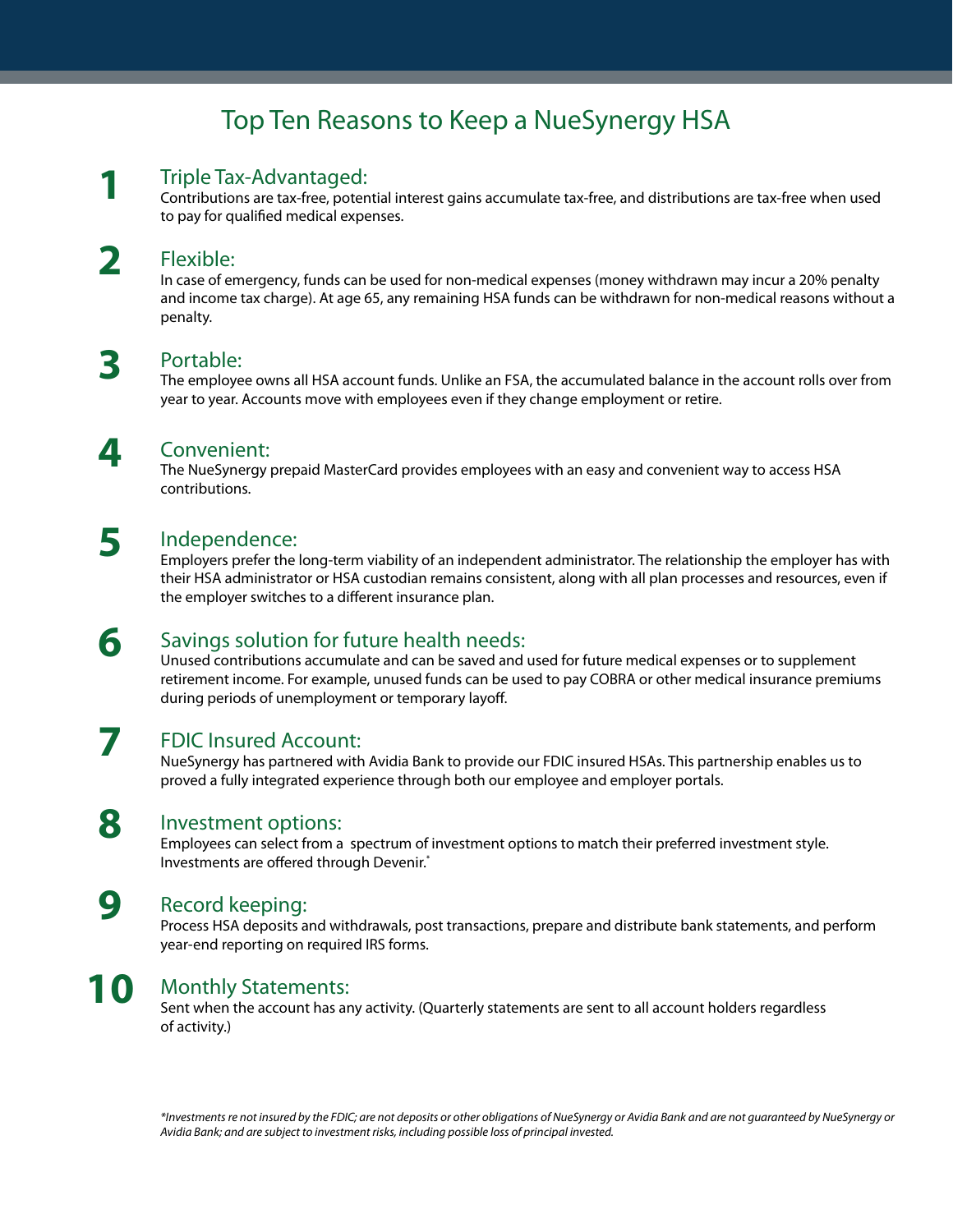# Top Ten Reasons to Keep a NueSynergy HSA

**1** Triple Tax-Advantaged:
Contributions are tax-free, potential interest gains accumulate tax-free, and distributions are tax-free when used to pay for qualified medical expenses.

**2** Flexible:
In case of emergency, funds can be used for non-medical expenses (money withdrawn may incur a 20% penalty and income tax charge). At age 65, any remaining HSA funds can be withdrawn for non-medical reasons without a penalty.

**3** Portable:
The employee owns all HSA account funds. Unlike an FSA, the accumulated balance in the account rolls over from year to year. Accounts move with employees even if they change employment or retire.

**4** Convenient:
The NueSynergy prepaid MasterCard provides employees with an easy and convenient way to access HSA contributions.

**5** Independence:
Employers prefer the long-term viability of an independent administrator. The relationship the employer has with their HSA administrator or HSA custodian remains consistent, along with all plan processes and resources, even if the employer switches to a different insurance plan.

**6** Savings solution for future health needs:
Unused contributions accumulate and can be saved and used for future medical expenses or to supplement retirement income. For example, unused funds can be used to pay COBRA or other medical insurance premiums during periods of unemployment or temporary layoff.

**7** FDIC Insured Account:
NueSynergy has partnered with Avidia Bank to provide our FDIC insured HSAs. This partnership enables us to proved a fully integrated experience through both our employee and employer portals.

**8** Investment options:
Employees can select from a spectrum of investment options to match their preferred investment style. Investments are offered through Devenir.*

**9** Record keeping:
Process HSA deposits and withdrawals, post transactions, prepare and distribute bank statements, and perform year-end reporting on required IRS forms.

**10** Monthly Statements:
Sent when the account has any activity. (Quarterly statements are sent to all account holders regardless of activity.)

*\*Investments re not insured by the FDIC; are not deposits or other obligations of NueSynergy or Avidia Bank and are not guaranteed by NueSynergy or Avidia Bank; and are subject to investment risks, including possible loss of principal invested.*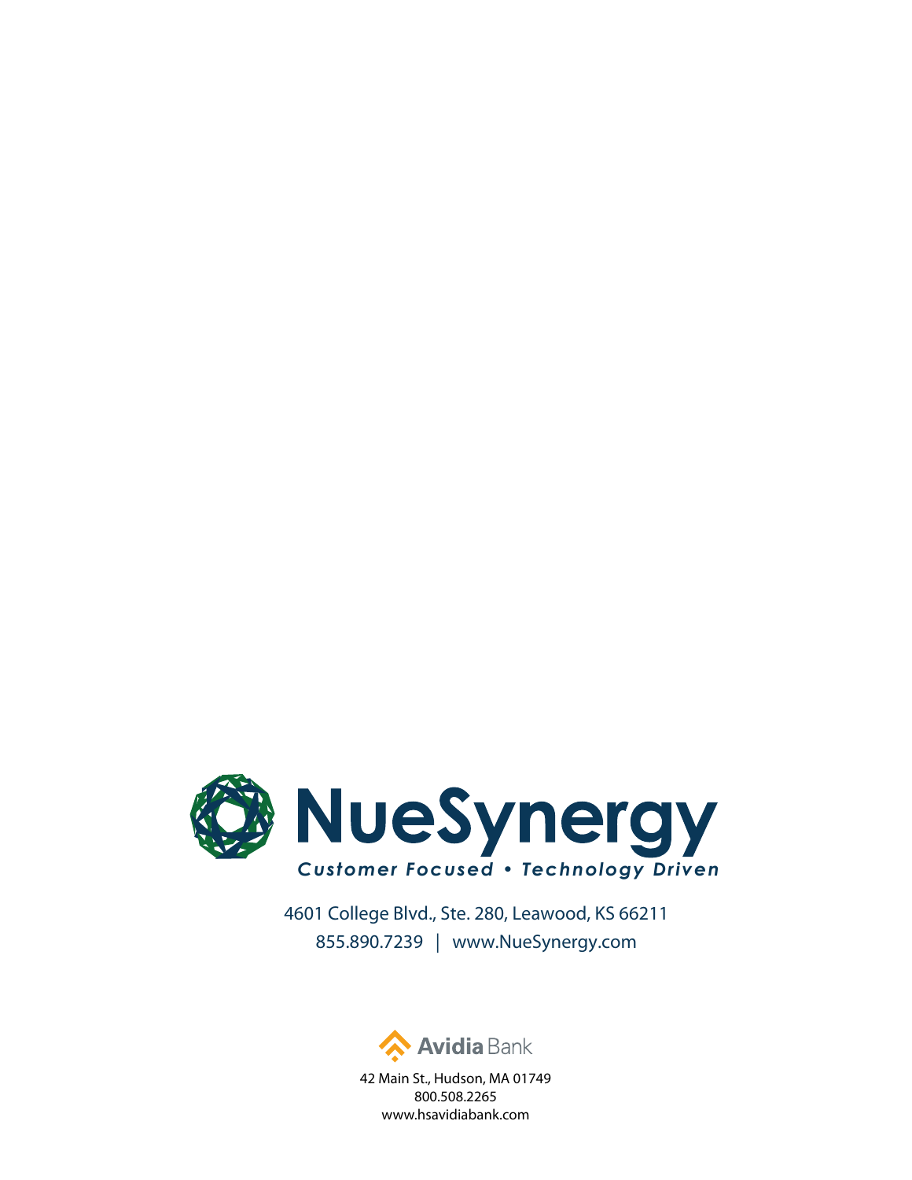NueSynergy

*Customer Focused • Technology Driven*

4601 College Blvd., Ste. 280, Leawood, KS 66211
855.890.7239 | www.NueSynergy.com

Avidia Bank

42 Main St., Hudson, MA 01749
800.508.2265
www.hsavidiabank.com